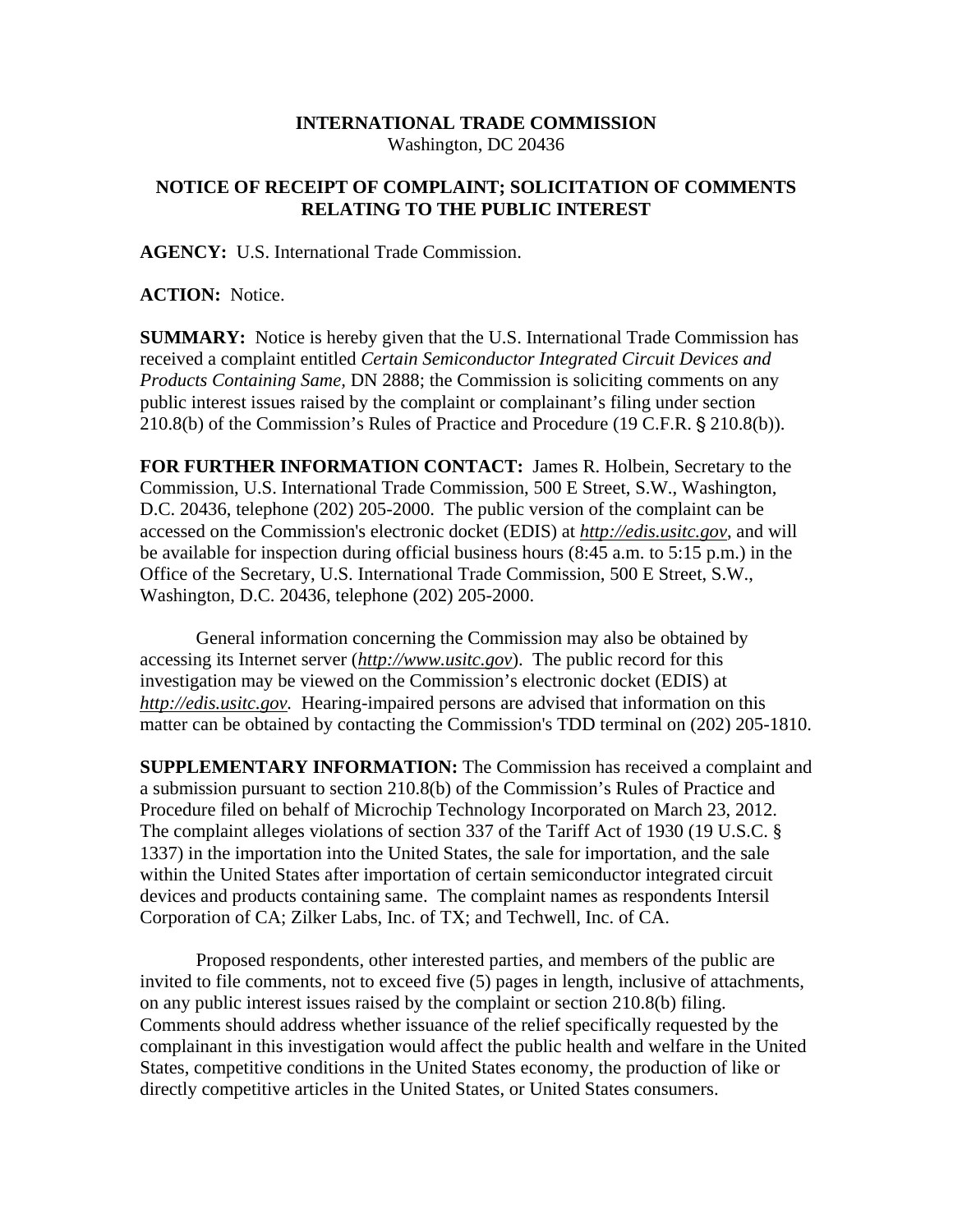**INTERNATIONAL TRADE COMMISSION**
Washington, DC 20436

**NOTICE OF RECEIPT OF COMPLAINT; SOLICITATION OF COMMENTS RELATING TO THE PUBLIC INTEREST**

**AGENCY:** U.S. International Trade Commission.

**ACTION:** Notice.

**SUMMARY:** Notice is hereby given that the U.S. International Trade Commission has received a complaint entitled *Certain Semiconductor Integrated Circuit Devices and Products Containing Same,* DN 2888; the Commission is soliciting comments on any public interest issues raised by the complaint or complainant's filing under section 210.8(b) of the Commission's Rules of Practice and Procedure (19 C.F.R. § 210.8(b)).

**FOR FURTHER INFORMATION CONTACT:** James R. Holbein, Secretary to the Commission, U.S. International Trade Commission, 500 E Street, S.W., Washington, D.C. 20436, telephone (202) 205-2000. The public version of the complaint can be accessed on the Commission's electronic docket (EDIS) at *http://edis.usitc.gov*, and will be available for inspection during official business hours (8:45 a.m. to 5:15 p.m.) in the Office of the Secretary, U.S. International Trade Commission, 500 E Street, S.W., Washington, D.C. 20436, telephone (202) 205-2000.

General information concerning the Commission may also be obtained by accessing its Internet server (*http://www.usitc.gov*). The public record for this investigation may be viewed on the Commission's electronic docket (EDIS) at *http://edis.usitc.gov.* Hearing-impaired persons are advised that information on this matter can be obtained by contacting the Commission's TDD terminal on (202) 205-1810.

**SUPPLEMENTARY INFORMATION:** The Commission has received a complaint and a submission pursuant to section 210.8(b) of the Commission's Rules of Practice and Procedure filed on behalf of Microchip Technology Incorporated on March 23, 2012. The complaint alleges violations of section 337 of the Tariff Act of 1930 (19 U.S.C. § 1337) in the importation into the United States, the sale for importation, and the sale within the United States after importation of certain semiconductor integrated circuit devices and products containing same. The complaint names as respondents Intersil Corporation of CA; Zilker Labs, Inc. of TX; and Techwell, Inc. of CA.

Proposed respondents, other interested parties, and members of the public are invited to file comments, not to exceed five (5) pages in length, inclusive of attachments, on any public interest issues raised by the complaint or section 210.8(b) filing. Comments should address whether issuance of the relief specifically requested by the complainant in this investigation would affect the public health and welfare in the United States, competitive conditions in the United States economy, the production of like or directly competitive articles in the United States, or United States consumers.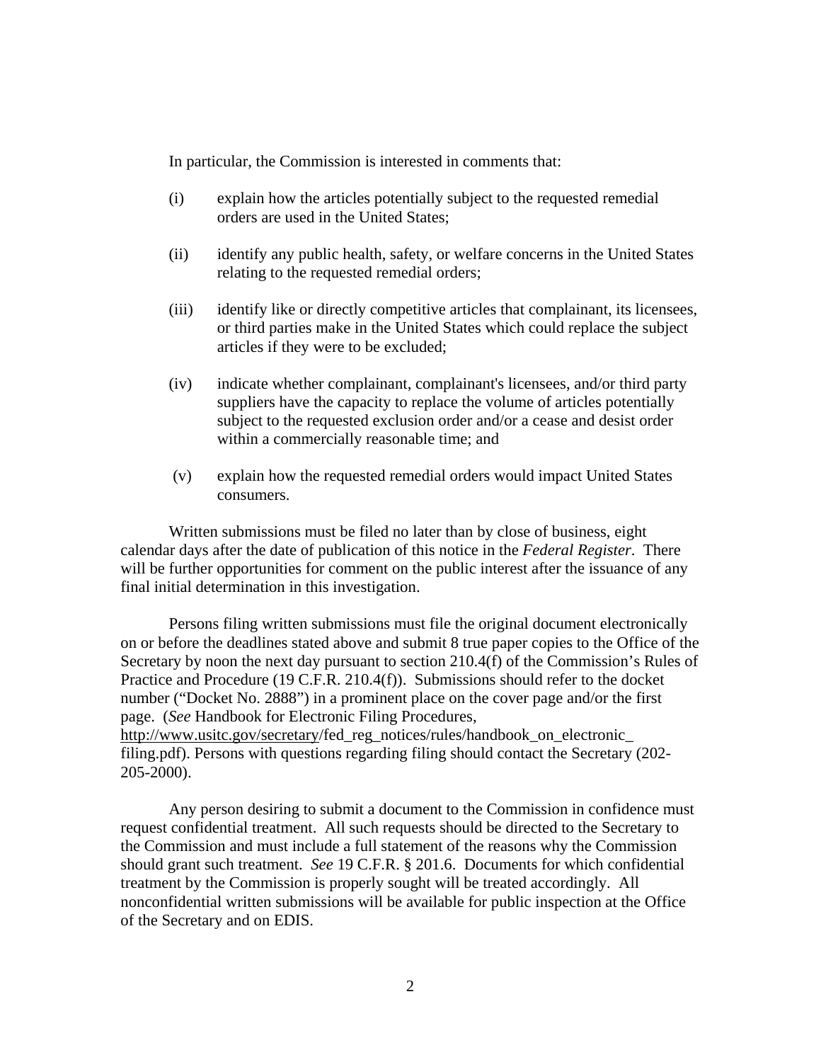In particular, the Commission is interested in comments that:

(i) explain how the articles potentially subject to the requested remedial orders are used in the United States;

(ii) identify any public health, safety, or welfare concerns in the United States relating to the requested remedial orders;

(iii) identify like or directly competitive articles that complainant, its licensees, or third parties make in the United States which could replace the subject articles if they were to be excluded;

(iv) indicate whether complainant, complainant's licensees, and/or third party suppliers have the capacity to replace the volume of articles potentially subject to the requested exclusion order and/or a cease and desist order within a commercially reasonable time; and

(v) explain how the requested remedial orders would impact United States consumers.

Written submissions must be filed no later than by close of business, eight calendar days after the date of publication of this notice in the *Federal Register*. There will be further opportunities for comment on the public interest after the issuance of any final initial determination in this investigation.

Persons filing written submissions must file the original document electronically on or before the deadlines stated above and submit 8 true paper copies to the Office of the Secretary by noon the next day pursuant to section 210.4(f) of the Commission's Rules of Practice and Procedure (19 C.F.R. 210.4(f)). Submissions should refer to the docket number ("Docket No. 2888") in a prominent place on the cover page and/or the first page. (*See* Handbook for Electronic Filing Procedures, http://www.usitc.gov/secretary/fed_reg_notices/rules/handbook_on_electronic_filing.pdf). Persons with questions regarding filing should contact the Secretary (202-205-2000).

Any person desiring to submit a document to the Commission in confidence must request confidential treatment. All such requests should be directed to the Secretary to the Commission and must include a full statement of the reasons why the Commission should grant such treatment. *See* 19 C.F.R. § 201.6. Documents for which confidential treatment by the Commission is properly sought will be treated accordingly. All nonconfidential written submissions will be available for public inspection at the Office of the Secretary and on EDIS.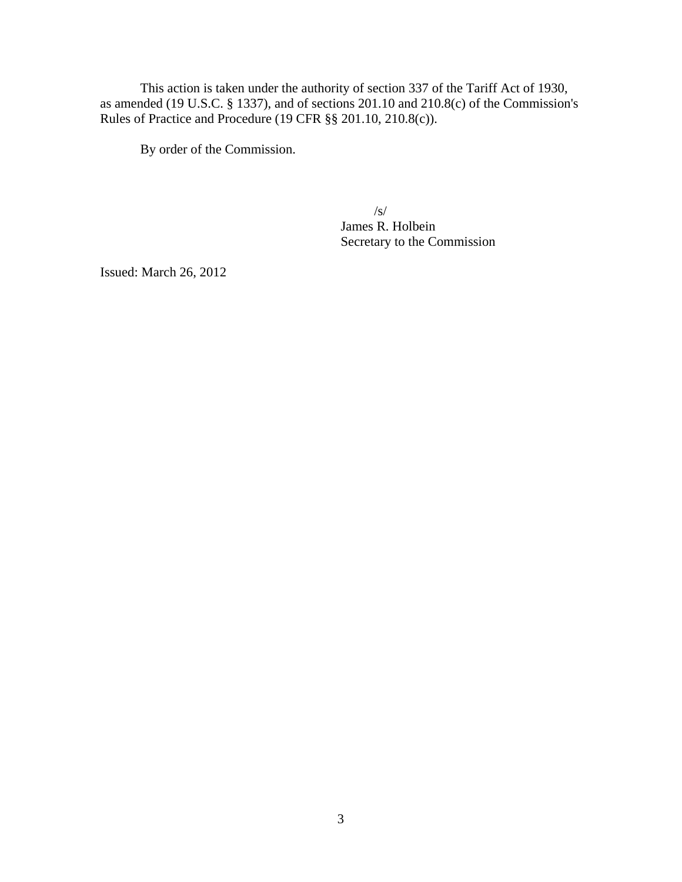This action is taken under the authority of section 337 of the Tariff Act of 1930, as amended (19 U.S.C. § 1337), and of sections 201.10 and 210.8(c) of the Commission's Rules of Practice and Procedure (19 CFR §§ 201.10, 210.8(c)).

By order of the Commission.

/s/
James R. Holbein
Secretary to the Commission

Issued: March 26, 2012